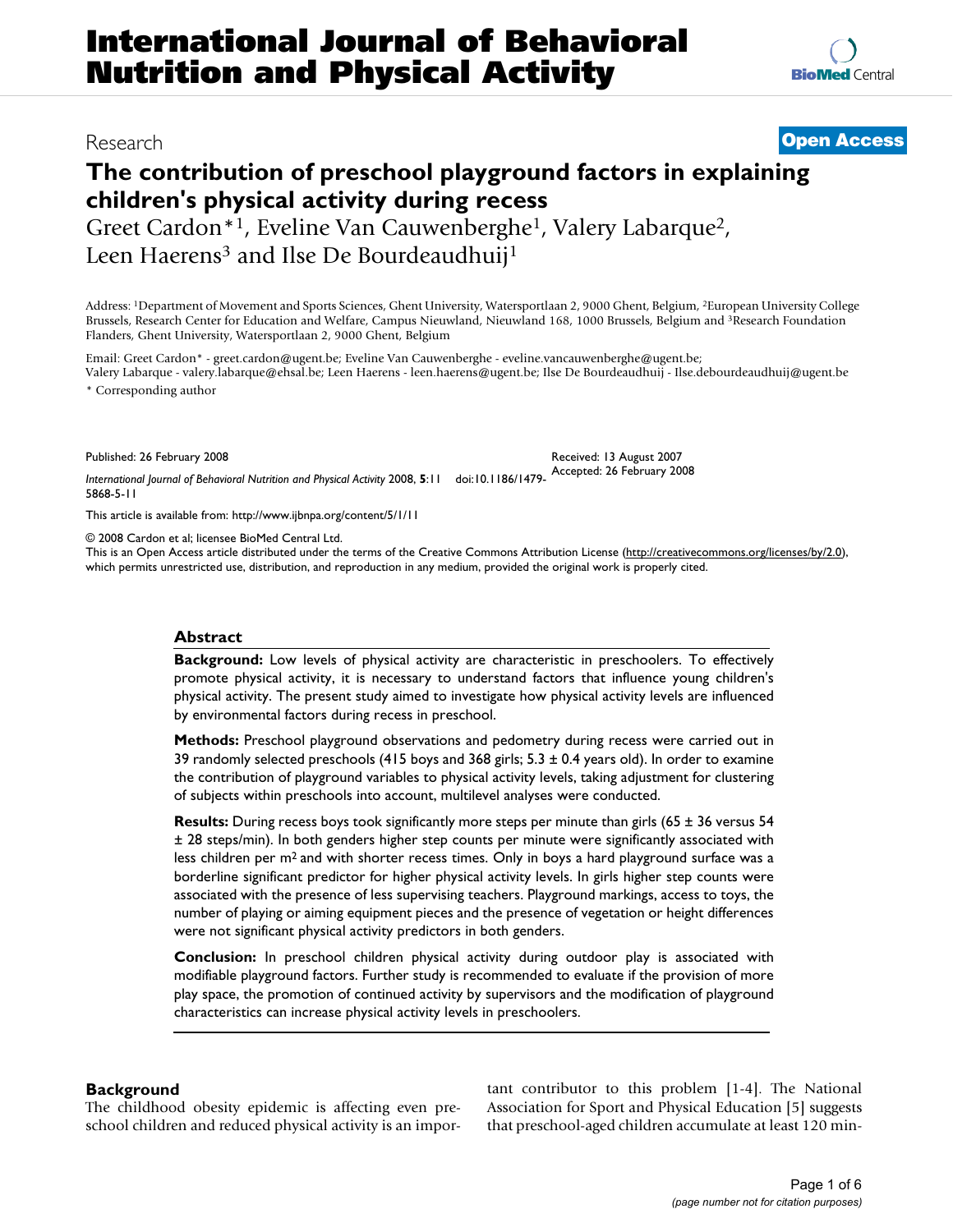# The contribution of preschool playground factors in explaining children's physical activity during recess

Research | Open Access

Greet Cardon*[1], Eveline Van Cauwenberghe[1], Valery Labarque[2], Leen Haerens[3] and Ilse De Bourdeaudhuij[1]

Address: [1]Department of Movement and Sports Sciences, Ghent University, Watersportlaan 2, 9000 Ghent, Belgium, [2]European University College Brussels, Research Center for Education and Welfare, Campus Nieuwland, Nieuwland 168, 1000 Brussels, Belgium and [3]Research Foundation Flanders, Ghent University, Watersportlaan 2, 9000 Ghent, Belgium

Email: Greet Cardon* - greet.cardon@ugent.be; Eveline Van Cauwenberghe - eveline.vancauwenberghe@ugent.be; Valery Labarque - valery.labarque@ehsal.be; Leen Haerens - leen.haerens@ugent.be; Ilse De Bourdeaudhuij - Ilse.debourdeaudhuij@ugent.be

* Corresponding author

Published: 26 February 2008

*International Journal of Behavioral Nutrition and Physical Activity* 2008, **5**:11 doi:10.1186/1479-5868-5-11

Received: 13 August 2007
Accepted: 26 February 2008

This article is available from: http://www.ijbnpa.org/content/5/1/11

© 2008 Cardon et al; licensee BioMed Central Ltd.
This is an Open Access article distributed under the terms of the Creative Commons Attribution License (http://creativecommons.org/licenses/by/2.0), which permits unrestricted use, distribution, and reproduction in any medium, provided the original work is properly cited.

## Abstract

**Background:** Low levels of physical activity are characteristic in preschoolers. To effectively promote physical activity, it is necessary to understand factors that influence young children's physical activity. The present study aimed to investigate how physical activity levels are influenced by environmental factors during recess in preschool.

**Methods:** Preschool playground observations and pedometry during recess were carried out in 39 randomly selected preschools (415 boys and 368 girls; 5.3 ± 0.4 years old). In order to examine the contribution of playground variables to physical activity levels, taking adjustment for clustering of subjects within preschools into account, multilevel analyses were conducted.

**Results:** During recess boys took significantly more steps per minute than girls (65 ± 36 versus 54 ± 28 steps/min). In both genders higher step counts per minute were significantly associated with less children per m$^2$ and with shorter recess times. Only in boys a hard playground surface was a borderline significant predictor for higher physical activity levels. In girls higher step counts were associated with the presence of less supervising teachers. Playground markings, access to toys, the number of playing or aiming equipment pieces and the presence of vegetation or height differences were not significant physical activity predictors in both genders.

**Conclusion:** In preschool children physical activity during outdoor play is associated with modifiable playground factors. Further study is recommended to evaluate if the provision of more play space, the promotion of continued activity by supervisors and the modification of playground characteristics can increase physical activity levels in preschoolers.

## Background

The childhood obesity epidemic is affecting even preschool children and reduced physical activity is an important contributor to this problem [1-4]. The National Association for Sport and Physical Education [5] suggests that preschool-aged children accumulate at least 120 min-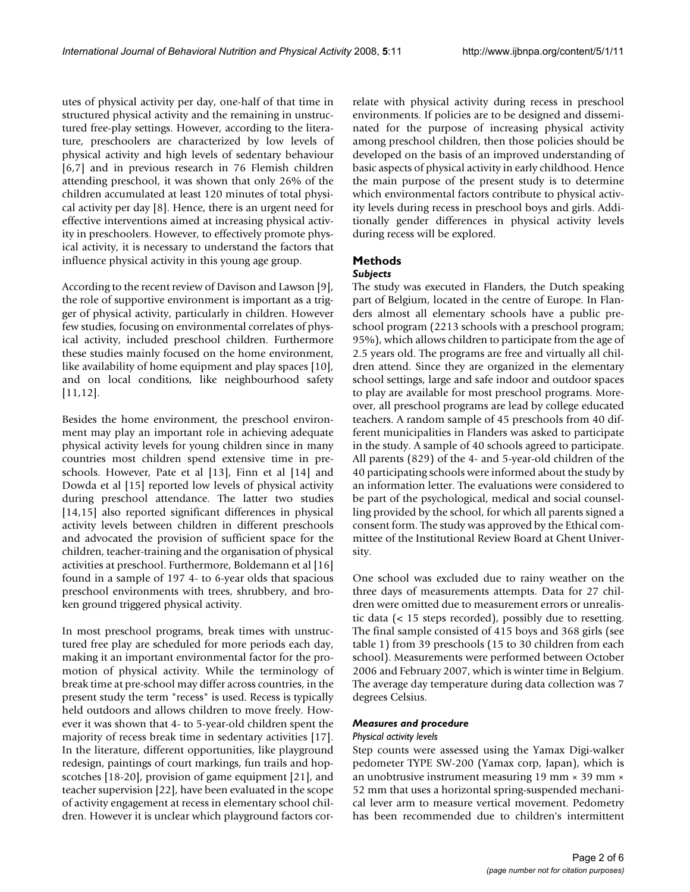utes of physical activity per day, one-half of that time in structured physical activity and the remaining in unstructured free-play settings. However, according to the literature, preschoolers are characterized by low levels of physical activity and high levels of sedentary behaviour [6,7] and in previous research in 76 Flemish children attending preschool, it was shown that only 26% of the children accumulated at least 120 minutes of total physical activity per day [8]. Hence, there is an urgent need for effective interventions aimed at increasing physical activity in preschoolers. However, to effectively promote physical activity, it is necessary to understand the factors that influence physical activity in this young age group.

According to the recent review of Davison and Lawson [9], the role of supportive environment is important as a trigger of physical activity, particularly in children. However few studies, focusing on environmental correlates of physical activity, included preschool children. Furthermore these studies mainly focused on the home environment, like availability of home equipment and play spaces [10], and on local conditions, like neighbourhood safety [11,12].

Besides the home environment, the preschool environment may play an important role in achieving adequate physical activity levels for young children since in many countries most children spend extensive time in preschools. However, Pate et al [13], Finn et al [14] and Dowda et al [15] reported low levels of physical activity during preschool attendance. The latter two studies [14,15] also reported significant differences in physical activity levels between children in different preschools and advocated the provision of sufficient space for the children, teacher-training and the organisation of physical activities at preschool. Furthermore, Boldemann et al [16] found in a sample of 197 4- to 6-year olds that spacious preschool environments with trees, shrubbery, and broken ground triggered physical activity.

In most preschool programs, break times with unstructured free play are scheduled for more periods each day, making it an important environmental factor for the promotion of physical activity. While the terminology of break time at pre-school may differ across countries, in the present study the term "recess" is used. Recess is typically held outdoors and allows children to move freely. However it was shown that 4- to 5-year-old children spent the majority of recess break time in sedentary activities [17]. In the literature, different opportunities, like playground redesign, paintings of court markings, fun trails and hopscotches [18-20], provision of game equipment [21], and teacher supervision [22], have been evaluated in the scope of activity engagement at recess in elementary school children. However it is unclear which playground factors correlate with physical activity during recess in preschool environments. If policies are to be designed and disseminated for the purpose of increasing physical activity among preschool children, then those policies should be developed on the basis of an improved understanding of basic aspects of physical activity in early childhood. Hence the main purpose of the present study is to determine which environmental factors contribute to physical activity levels during recess in preschool boys and girls. Additionally gender differences in physical activity levels during recess will be explored.

## Methods

### *Subjects*

The study was executed in Flanders, the Dutch speaking part of Belgium, located in the centre of Europe. In Flanders almost all elementary schools have a public preschool program (2213 schools with a preschool program; 95%), which allows children to participate from the age of 2.5 years old. The programs are free and virtually all children attend. Since they are organized in the elementary school settings, large and safe indoor and outdoor spaces to play are available for most preschool programs. Moreover, all preschool programs are lead by college educated teachers. A random sample of 45 preschools from 40 different municipalities in Flanders was asked to participate in the study. A sample of 40 schools agreed to participate. All parents (829) of the 4- and 5-year-old children of the 40 participating schools were informed about the study by an information letter. The evaluations were considered to be part of the psychological, medical and social counselling provided by the school, for which all parents signed a consent form. The study was approved by the Ethical committee of the Institutional Review Board at Ghent University.

One school was excluded due to rainy weather on the three days of measurements attempts. Data for 27 children were omitted due to measurement errors or unrealistic data (< 15 steps recorded), possibly due to resetting. The final sample consisted of 415 boys and 368 girls (see table 1) from 39 preschools (15 to 30 children from each school). Measurements were performed between October 2006 and February 2007, which is winter time in Belgium. The average day temperature during data collection was 7 degrees Celsius.

### *Measures and procedure*

#### *Physical activity levels*

Step counts were assessed using the Yamax Digi-walker pedometer TYPE SW-200 (Yamax corp, Japan), which is an unobtrusive instrument measuring 19 mm × 39 mm × 52 mm that uses a horizontal spring-suspended mechanical lever arm to measure vertical movement. Pedometry has been recommended due to children's intermittent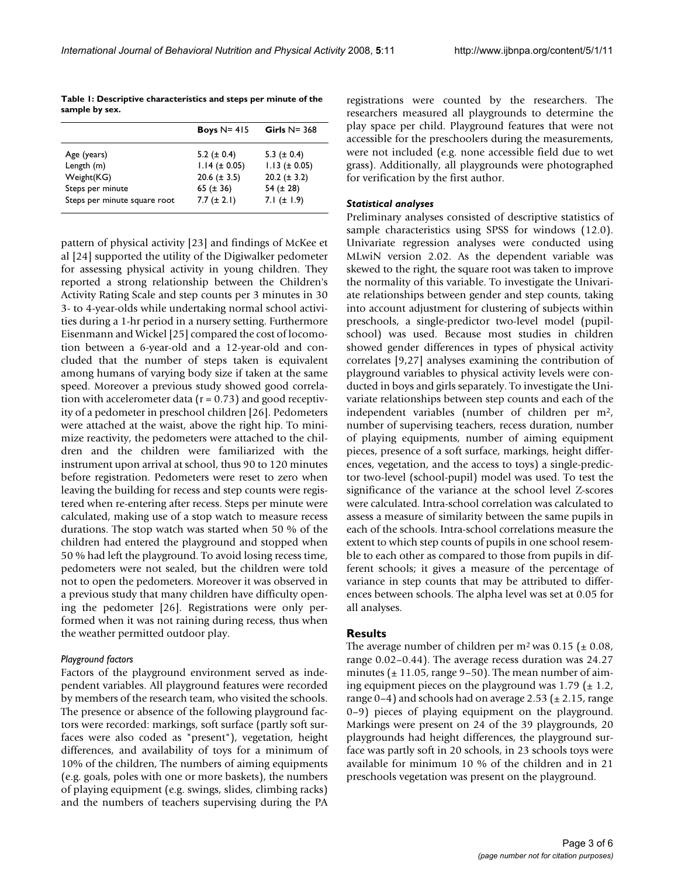**Table 1: Descriptive characteristics and steps per minute of the sample by sex.**

| | **Boys** N= 415 | **Girls** N= 368 |
|---|---|---|
| Age (years) | 5.2 (± 0.4) | 5.3 (± 0.4) |
| Length (m) | 1.14 (± 0.05) | 1.13 (± 0.05) |
| Weight(KG) | 20.6 (± 3.5) | 20.2 (± 3.2) |
| Steps per minute | 65 (± 36) | 54 (± 28) |
| Steps per minute square root | 7.7 (± 2.1) | 7.1 (± 1.9) |

pattern of physical activity [23] and findings of McKee et al [24] supported the utility of the Digiwalker pedometer for assessing physical activity in young children. They reported a strong relationship between the Children's Activity Rating Scale and step counts per 3 minutes in 30 3- to 4-year-olds while undertaking normal school activities during a 1-hr period in a nursery setting. Furthermore Eisenmann and Wickel [25] compared the cost of locomotion between a 6-year-old and a 12-year-old and concluded that the number of steps taken is equivalent among humans of varying body size if taken at the same speed. Moreover a previous study showed good correlation with accelerometer data ($r = 0.73$) and good receptivity of a pedometer in preschool children [26]. Pedometers were attached at the waist, above the right hip. To minimize reactivity, the pedometers were attached to the children and the children were familiarized with the instrument upon arrival at school, thus 90 to 120 minutes before registration. Pedometers were reset to zero when leaving the building for recess and step counts were registered when re-entering after recess. Steps per minute were calculated, making use of a stop watch to measure recess durations. The stop watch was started when 50 % of the children had entered the playground and stopped when 50 % had left the playground. To avoid losing recess time, pedometers were not sealed, but the children were told not to open the pedometers. Moreover it was observed in a previous study that many children have difficulty opening the pedometer [26]. Registrations were only performed when it was not raining during recess, thus when the weather permitted outdoor play.

### *Playground factors*

Factors of the playground environment served as independent variables. All playground features were recorded by members of the research team, who visited the schools. The presence or absence of the following playground factors were recorded: markings, soft surface (partly soft surfaces were also coded as "present"), vegetation, height differences, and availability of toys for a minimum of 10% of the children, The numbers of aiming equipments (e.g. goals, poles with one or more baskets), the numbers of playing equipment (e.g. swings, slides, climbing racks) and the numbers of teachers supervising during the PA registrations were counted by the researchers. The researchers measured all playgrounds to determine the play space per child. Playground features that were not accessible for the preschoolers during the measurements, were not included (e.g. none accessible field due to wet grass). Additionally, all playgrounds were photographed for verification by the first author.

### *Statistical analyses*

Preliminary analyses consisted of descriptive statistics of sample characteristics using SPSS for windows (12.0). Univariate regression analyses were conducted using MLwiN version 2.02. As the dependent variable was skewed to the right, the square root was taken to improve the normality of this variable. To investigate the Univariate relationships between gender and step counts, taking into account adjustment for clustering of subjects within preschools, a single-predictor two-level model (pupil-school) was used. Because most studies in children showed gender differences in types of physical activity correlates [9,27] analyses examining the contribution of playground variables to physical activity levels were conducted in boys and girls separately. To investigate the Univariate relationships between step counts and each of the independent variables (number of children per $m^2$, number of supervising teachers, recess duration, number of playing equipments, number of aiming equipment pieces, presence of a soft surface, markings, height differences, vegetation, and the access to toys) a single-predictor two-level (school-pupil) model was used. To test the significance of the variance at the school level Z-scores were calculated. Intra-school correlation was calculated to assess a measure of similarity between the same pupils in each of the schools. Intra-school correlations measure the extent to which step counts of pupils in one school resemble to each other as compared to those from pupils in different schools; it gives a measure of the percentage of variance in step counts that may be attributed to differences between schools. The alpha level was set at 0.05 for all analyses.

## Results

The average number of children per $m^2$ was 0.15 (± 0.08, range 0.02–0.44). The average recess duration was 24.27 minutes (± 11.05, range 9–50). The mean number of aiming equipment pieces on the playground was 1.79 (± 1.2, range 0–4) and schools had on average 2.53 (± 2.15, range 0–9) pieces of playing equipment on the playground. Markings were present on 24 of the 39 playgrounds, 20 playgrounds had height differences, the playground surface was partly soft in 20 schools, in 23 schools toys were available for minimum 10 % of the children and in 21 preschools vegetation was present on the playground.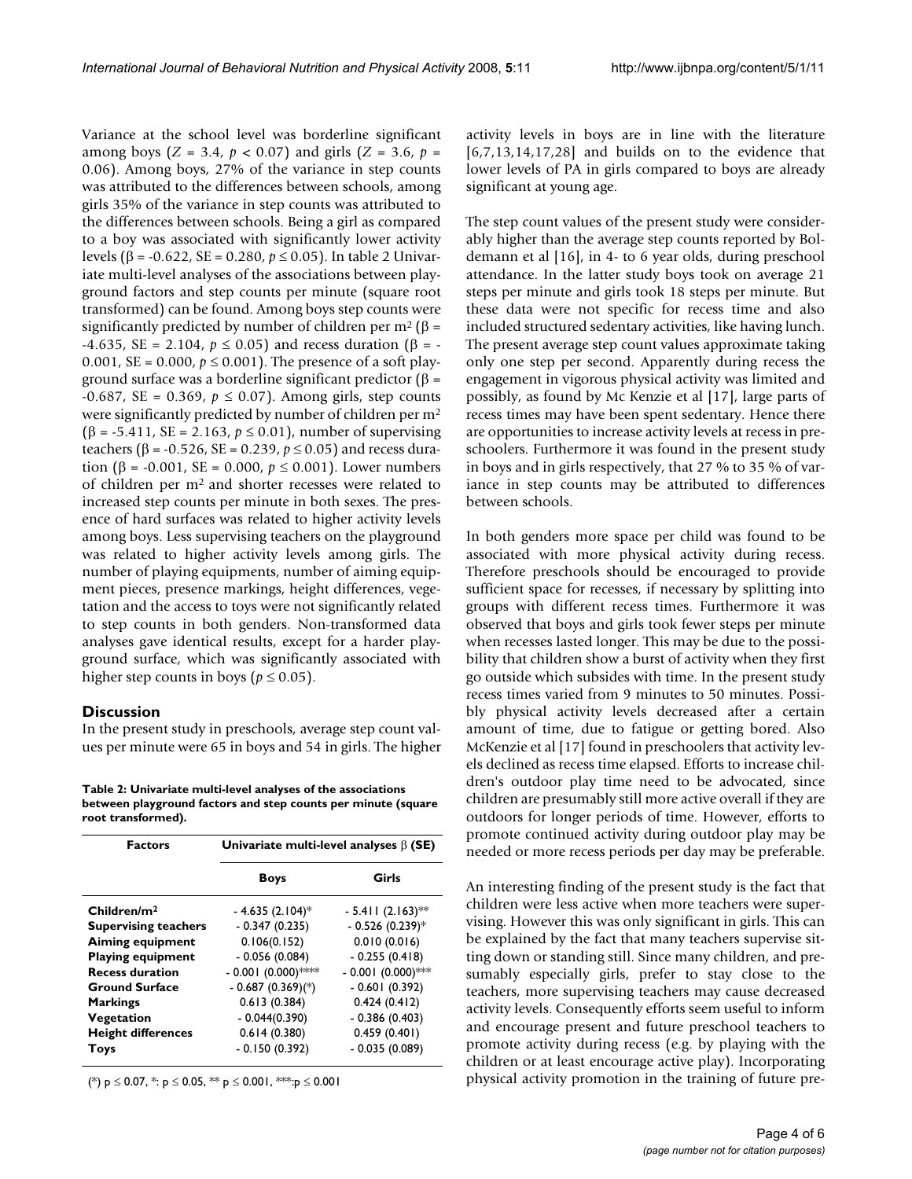Variance at the school level was borderline significant among boys ($Z = 3.4$, $p < 0.07$) and girls ($Z = 3.6$, $p = 0.06$). Among boys, 27% of the variance in step counts was attributed to the differences between schools, among girls 35% of the variance in step counts was attributed to the differences between schools. Being a girl as compared to a boy was associated with significantly lower activity levels ($\beta = -0.622$, SE = 0.280, $p \leq 0.05$). In table 2 Univariate multi-level analyses of the associations between playground factors and step counts per minute (square root transformed) can be found. Among boys step counts were significantly predicted by number of children per $m^2$ ($\beta = -4.635$, SE = 2.104, $p \leq 0.05$) and recess duration ($\beta = -0.001$, SE = 0.000, $p \leq 0.001$). The presence of a soft playground surface was a borderline significant predictor ($\beta = -0.687$, SE = 0.369, $p \leq 0.07$). Among girls, step counts were significantly predicted by number of children per $m^2$ ($\beta = -5.411$, SE = 2.163, $p \leq 0.01$), number of supervising teachers ($\beta = -0.526$, SE = 0.239, $p \leq 0.05$) and recess duration ($\beta = -0.001$, SE = 0.000, $p \leq 0.001$). Lower numbers of children per $m^2$ and shorter recesses were related to increased step counts per minute in both sexes. The presence of hard surfaces was related to higher activity levels among boys. Less supervising teachers on the playground was related to higher activity levels among girls. The number of playing equipments, number of aiming equipment pieces, presence markings, height differences, vegetation and the access to toys were not significantly related to step counts in both genders. Non-transformed data analyses gave identical results, except for a harder playground surface, which was significantly associated with higher step counts in boys ($p \leq 0.05$).

## Discussion

In the present study in preschools, average step count values per minute were 65 in boys and 54 in girls. The higher activity levels in boys are in line with the literature [6,7,13,14,17,28] and builds on to the evidence that lower levels of PA in girls compared to boys are already significant at young age.

**Table 2: Univariate multi-level analyses of the associations between playground factors and step counts per minute (square root transformed).**

| Factors | Univariate multi-level analyses β (SE) | |
|---|---|---|
| | **Boys** | **Girls** |
| **Children/m²** | - 4.635 (2.104)* | - 5.411 (2.163)** |
| **Supervising teachers** | - 0.347 (0.235) | - 0.526 (0.239)* |
| **Aiming equipment** | 0.106(0.152) | 0.010 (0.016) |
| **Playing equipment** | - 0.056 (0.084) | - 0.255 (0.418) |
| **Recess duration** | - 0.001 (0.000)*** | - 0.001 (0.000)*** |
| **Ground Surface** | - 0.687 (0.369)(*) | - 0.601 (0.392) |
| **Markings** | 0.613 (0.384) | 0.424 (0.412) |
| **Vegetation** | - 0.044(0.390) | - 0.386 (0.403) |
| **Height differences** | 0.614 (0.380) | 0.459 (0.401) |
| **Toys** | - 0.150 (0.392) | - 0.035 (0.089) |

(*) $p \leq 0.07$, *: $p \leq 0.05$, ** $p \leq 0.001$, ***:$p \leq 0.001$

The step count values of the present study were considerably higher than the average step counts reported by Boldemann et al [16], in 4- to 6 year olds, during preschool attendance. In the latter study boys took on average 21 steps per minute and girls took 18 steps per minute. But these data were not specific for recess time and also included structured sedentary activities, like having lunch. The present average step count values approximate taking only one step per second. Apparently during recess the engagement in vigorous physical activity was limited and possibly, as found by Mc Kenzie et al [17], large parts of recess times may have been spent sedentary. Hence there are opportunities to increase activity levels at recess in preschoolers. Furthermore it was found in the present study in boys and in girls respectively, that 27 % to 35 % of variance in step counts may be attributed to differences between schools.

In both genders more space per child was found to be associated with more physical activity during recess. Therefore preschools should be encouraged to provide sufficient space for recesses, if necessary by splitting into groups with different recess times. Furthermore it was observed that boys and girls took fewer steps per minute when recesses lasted longer. This may be due to the possibility that children show a burst of activity when they first go outside which subsides with time. In the present study recess times varied from 9 minutes to 50 minutes. Possibly physical activity levels decreased after a certain amount of time, due to fatigue or getting bored. Also McKenzie et al [17] found in preschoolers that activity levels declined as recess time elapsed. Efforts to increase children's outdoor play time need to be advocated, since children are presumably still more active overall if they are outdoors for longer periods of time. However, efforts to promote continued activity during outdoor play may be needed or more recess periods per day may be preferable.

An interesting finding of the present study is the fact that children were less active when more teachers were supervising. However this was only significant in girls. This can be explained by the fact that many teachers supervise sitting down or standing still. Since many children, and presumably especially girls, prefer to stay close to the teachers, more supervising teachers may cause decreased activity levels. Consequently efforts seem useful to inform and encourage present and future preschool teachers to promote activity during recess (e.g. by playing with the children or at least encourage active play). Incorporating physical activity promotion in the training of future pre-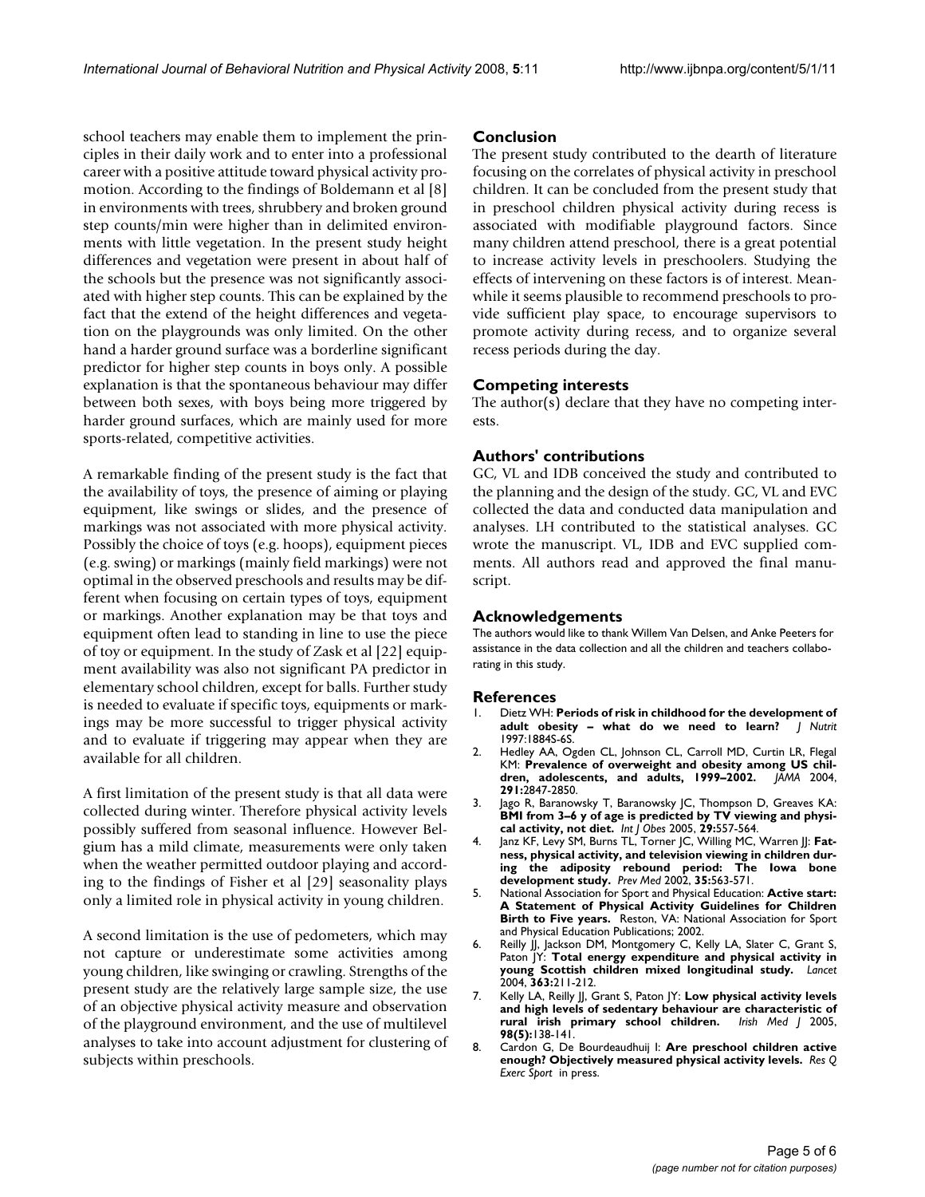school teachers may enable them to implement the principles in their daily work and to enter into a professional career with a positive attitude toward physical activity promotion. According to the findings of Boldemann et al [8] in environments with trees, shrubbery and broken ground step counts/min were higher than in delimited environments with little vegetation. In the present study height differences and vegetation were present in about half of the schools but the presence was not significantly associated with higher step counts. This can be explained by the fact that the extend of the height differences and vegetation on the playgrounds was only limited. On the other hand a harder ground surface was a borderline significant predictor for higher step counts in boys only. A possible explanation is that the spontaneous behaviour may differ between both sexes, with boys being more triggered by harder ground surfaces, which are mainly used for more sports-related, competitive activities.

A remarkable finding of the present study is the fact that the availability of toys, the presence of aiming or playing equipment, like swings or slides, and the presence of markings was not associated with more physical activity. Possibly the choice of toys (e.g. hoops), equipment pieces (e.g. swing) or markings (mainly field markings) were not optimal in the observed preschools and results may be different when focusing on certain types of toys, equipment or markings. Another explanation may be that toys and equipment often lead to standing in line to use the piece of toy or equipment. In the study of Zask et al [22] equipment availability was also not significant PA predictor in elementary school children, except for balls. Further study is needed to evaluate if specific toys, equipments or markings may be more successful to trigger physical activity and to evaluate if triggering may appear when they are available for all children.

A first limitation of the present study is that all data were collected during winter. Therefore physical activity levels possibly suffered from seasonal influence. However Belgium has a mild climate, measurements were only taken when the weather permitted outdoor playing and according to the findings of Fisher et al [29] seasonality plays only a limited role in physical activity in young children.

A second limitation is the use of pedometers, which may not capture or underestimate some activities among young children, like swinging or crawling. Strengths of the present study are the relatively large sample size, the use of an objective physical activity measure and observation of the playground environment, and the use of multilevel analyses to take into account adjustment for clustering of subjects within preschools.

## Conclusion

The present study contributed to the dearth of literature focusing on the correlates of physical activity in preschool children. It can be concluded from the present study that in preschool children physical activity during recess is associated with modifiable playground factors. Since many children attend preschool, there is a great potential to increase activity levels in preschoolers. Studying the effects of intervening on these factors is of interest. Meanwhile it seems plausible to recommend preschools to provide sufficient play space, to encourage supervisors to promote activity during recess, and to organize several recess periods during the day.

## Competing interests

The author(s) declare that they have no competing interests.

## Authors' contributions

GC, VL and IDB conceived the study and contributed to the planning and the design of the study. GC, VL and EVC collected the data and conducted data manipulation and analyses. LH contributed to the statistical analyses. GC wrote the manuscript. VL, IDB and EVC supplied comments. All authors read and approved the final manuscript.

## Acknowledgements

The authors would like to thank Willem Van Delsen, and Anke Peeters for assistance in the data collection and all the children and teachers collaborating in this study.

## References

1. Dietz WH: **Periods of risk in childhood for the development of adult obesity – what do we need to learn?** *J Nutrit* 1997:1884S-6S.
2. Hedley AA, Ogden CL, Johnson CL, Carroll MD, Curtin LR, Flegal KM: **Prevalence of overweight and obesity among US children, adolescents, and adults, 1999–2002.** *JAMA* 2004, **291:**2847-2850.
3. Jago R, Baranowsky T, Baranowsky JC, Thompson D, Greaves KA: **BMI from 3–6 y of age is predicted by TV viewing and physical activity, not diet.** *Int J Obes* 2005, **29:**557-564.
4. Janz KF, Levy SM, Burns TL, Torner JC, Willing MC, Warren JJ: **Fatness, physical activity, and television viewing in children during the adiposity rebound period: The Iowa bone development study.** *Prev Med* 2002, **35:**563-571.
5. National Association for Sport and Physical Education: **Active start: A Statement of Physical Activity Guidelines for Children Birth to Five years.** Reston, VA: National Association for Sport and Physical Education Publications; 2002.
6. Reilly JJ, Jackson DM, Montgomery C, Kelly LA, Slater C, Grant S, Paton JY: **Total energy expenditure and physical activity in young Scottish children mixed longitudinal study.** *Lancet* 2004, **363:**211-212.
7. Kelly LA, Reilly JJ, Grant S, Paton JY: **Low physical activity levels and high levels of sedentary behaviour are characteristic of rural irish primary school children.** *Irish Med J* 2005, **98(5):**138-141.
8. Cardon G, De Bourdeaudhuij I: **Are preschool children active enough? Objectively measured physical activity levels.** *Res Q Exerc Sport* in press.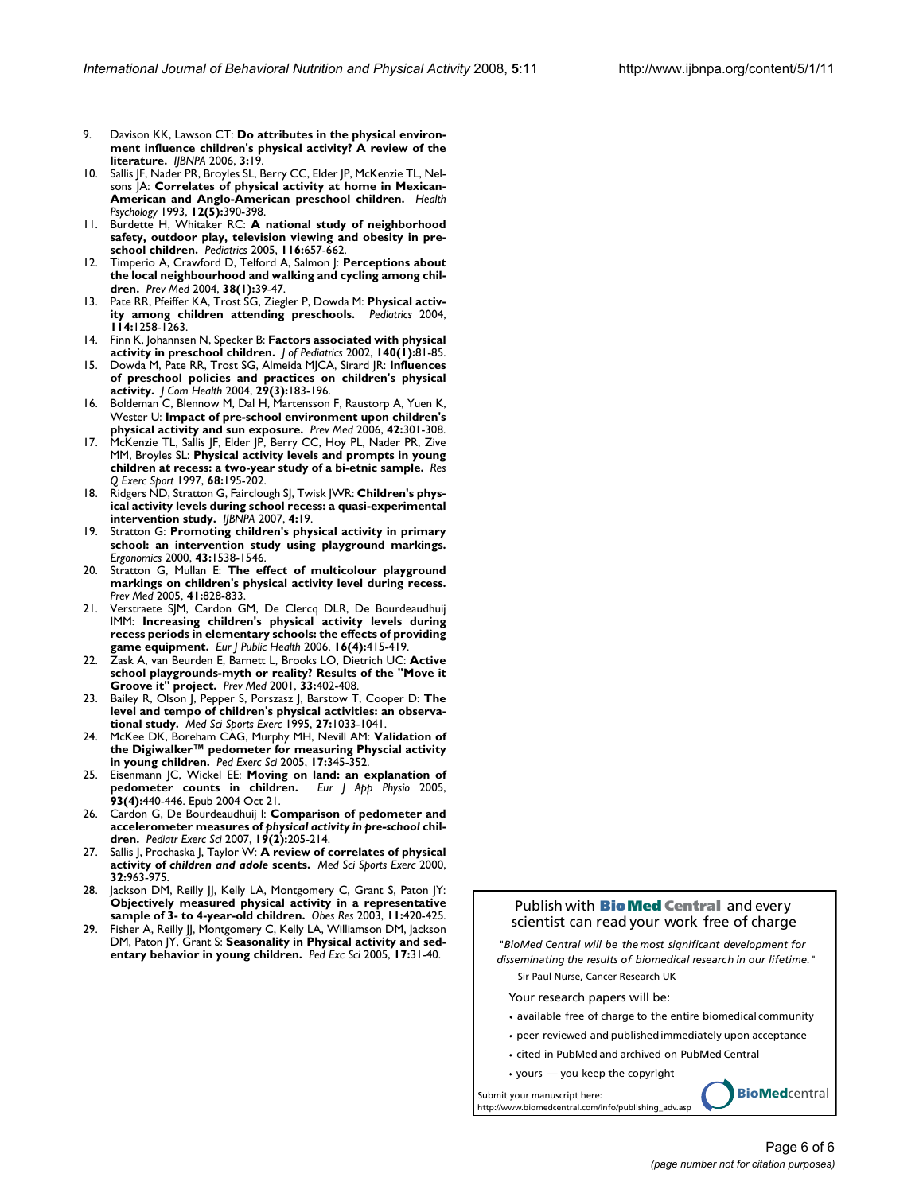9. Davison KK, Lawson CT: **Do attributes in the physical environment influence children's physical activity? A review of the literature.** *IJBNPA* 2006, **3:**19.
10. Sallis JF, Nader PR, Broyles SL, Berry CC, Elder JP, McKenzie TL, Nelsons JA: **Correlates of physical activity at home in Mexican-American and Anglo-American preschool children.** *Health Psychology* 1993, **12(5):**390-398.
11. Burdette H, Whitaker RC: **A national study of neighborhood safety, outdoor play, television viewing and obesity in preschool children.** *Pediatrics* 2005, **116:**657-662.
12. Timperio A, Crawford D, Telford A, Salmon J: **Perceptions about the local neighbourhood and walking and cycling among children.** *Prev Med* 2004, **38(1):**39-47.
13. Pate RR, Pfeiffer KA, Trost SG, Ziegler P, Dowda M: **Physical activity among children attending preschools.** *Pediatrics* 2004, **114:**1258-1263.
14. Finn K, Johannsen N, Specker B: **Factors associated with physical activity in preschool children.** *J of Pediatrics* 2002, **140(1):**81-85.
15. Dowda M, Pate RR, Trost SG, Almeida MJCA, Sirard JR: **Influences of preschool policies and practices on children's physical activity.** *J Com Health* 2004, **29(3):**183-196.
16. Boldeman C, Blennow M, Dal H, Martensson F, Raustorp A, Yuen K, Wester U: **Impact of pre-school environment upon children's physical activity and sun exposure.** *Prev Med* 2006, **42:**301-308.
17. McKenzie TL, Sallis JF, Elder JP, Berry CC, Hoy PL, Nader PR, Zive MM, Broyles SL: **Physical activity levels and prompts in young children at recess: a two-year study of a bi-etnic sample.** *Res Q Exerc Sport* 1997, **68:**195-202.
18. Ridgers ND, Stratton G, Fairclough SJ, Twisk JWR: **Children's physical activity levels during school recess: a quasi-experimental intervention study.** *IJBNPA* 2007, **4:**19.
19. Stratton G: **Promoting children's physical activity in primary school: an intervention study using playground markings.** *Ergonomics* 2000, **43:**1538-1546.
20. Stratton G, Mullan E: **The effect of multicolour playground markings on children's physical activity level during recess.** *Prev Med* 2005, **41:**828-833.
21. Verstraete SJM, Cardon GM, De Clercq DLR, De Bourdeaudhuij IMM: **Increasing children's physical activity levels during recess periods in elementary schools: the effects of providing game equipment.** *Eur J Public Health* 2006, **16(4):**415-419.
22. Zask A, van Beurden E, Barnett L, Brooks LO, Dietrich UC: **Active school playgrounds-myth or reality? Results of the "Move it Groove it" project.** *Prev Med* 2001, **33:**402-408.
23. Bailey R, Olson J, Pepper S, Porszasz J, Barstow T, Cooper D: **The level and tempo of children's physical activities: an observational study.** *Med Sci Sports Exerc* 1995, **27:**1033-1041.
24. McKee DK, Boreham CAG, Murphy MH, Nevill AM: **Validation of the Digiwalker™ pedometer for measuring Physcial activity in young children.** *Ped Exerc Sci* 2005, **17:**345-352.
25. Eisenmann JC, Wickel EE: **Moving on land: an explanation of pedometer counts in children.** *Eur J App Physio* 2005, **93(4):**440-446. Epub 2004 Oct 21.
26. Cardon G, De Bourdeaudhuij I: **Comparison of pedometer and accelerometer measures of *physical activity in pre-school* children.** *Pediatr Exerc Sci* 2007, **19(2):**205-214.
27. Sallis J, Prochaska J, Taylor W: **A review of correlates of physical activity of *children and adole* scents.** *Med Sci Sports Exerc* 2000, **32:**963-975.
28. Jackson DM, Reilly JJ, Kelly LA, Montgomery C, Grant S, Paton JY: **Objectively measured physical activity in a representative sample of 3- to 4-year-old children.** *Obes Res* 2003, **11:**420-425.
29. Fisher A, Reilly JJ, Montgomery C, Kelly LA, Williamson DM, Jackson DM, Paton JY, Grant S: **Seasonality in Physical activity and sedentary behavior in young children.** *Ped Exc Sci* 2005, **17:**31-40.

Publish with **BioMed Central** and every scientist can read your work free of charge

*"BioMed Central will be the most significant development for disseminating the results of biomedical research in our lifetime."*
Sir Paul Nurse, Cancer Research UK

Your research papers will be:

- available free of charge to the entire biomedical community
- peer reviewed and published immediately upon acceptance
- cited in PubMed and archived on PubMed Central
- yours — you keep the copyright

Submit your manuscript here:
http://www.biomedcentral.com/info/publishing_adv.asp

**BioMed**central